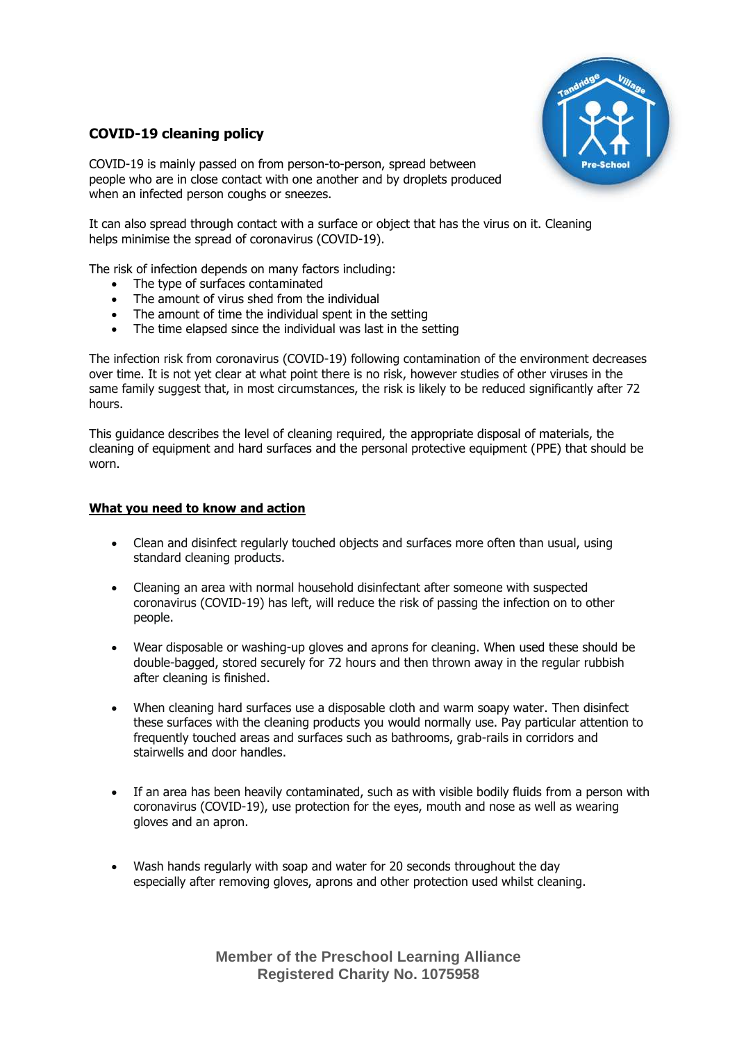# COVID-19 cleaning policy

COVID-19 is mainly passed on from person-to-person, spread between people who are in close contact with one another and by droplets produced when an infected person coughs or sneezes.

It can also spread through contact with a surface or object that has the virus on it. Cleaning helps minimise the spread of coronavirus (COVID-19).

The risk of infection depends on many factors including:

- The type of surfaces contaminated
- The amount of virus shed from the individual
- The amount of time the individual spent in the setting
- The time elapsed since the individual was last in the setting

The infection risk from coronavirus (COVID-19) following contamination of the environment decreases over time. It is not yet clear at what point there is no risk, however studies of other viruses in the same family suggest that, in most circumstances, the risk is likely to be reduced significantly after 72 hours.

This guidance describes the level of cleaning required, the appropriate disposal of materials, the cleaning of equipment and hard surfaces and the personal protective equipment (PPE) that should be worn.

## What you need to know and action

- Clean and disinfect regularly touched objects and surfaces more often than usual, using standard cleaning products.

- Cleaning an area with normal household disinfectant after someone with suspected coronavirus (COVID-19) has left, will reduce the risk of passing the infection on to other people.

- Wear disposable or washing-up gloves and aprons for cleaning. When used these should be double-bagged, stored securely for 72 hours and then thrown away in the regular rubbish after cleaning is finished.

- When cleaning hard surfaces use a disposable cloth and warm soapy water. Then disinfect these surfaces with the cleaning products you would normally use. Pay particular attention to frequently touched areas and surfaces such as bathrooms, grab-rails in corridors and stairwells and door handles.

- If an area has been heavily contaminated, such as with visible bodily fluids from a person with coronavirus (COVID-19), use protection for the eyes, mouth and nose as well as wearing gloves and an apron.

- Wash hands regularly with soap and water for 20 seconds throughout the day especially after removing gloves, aprons and other protection used whilst cleaning.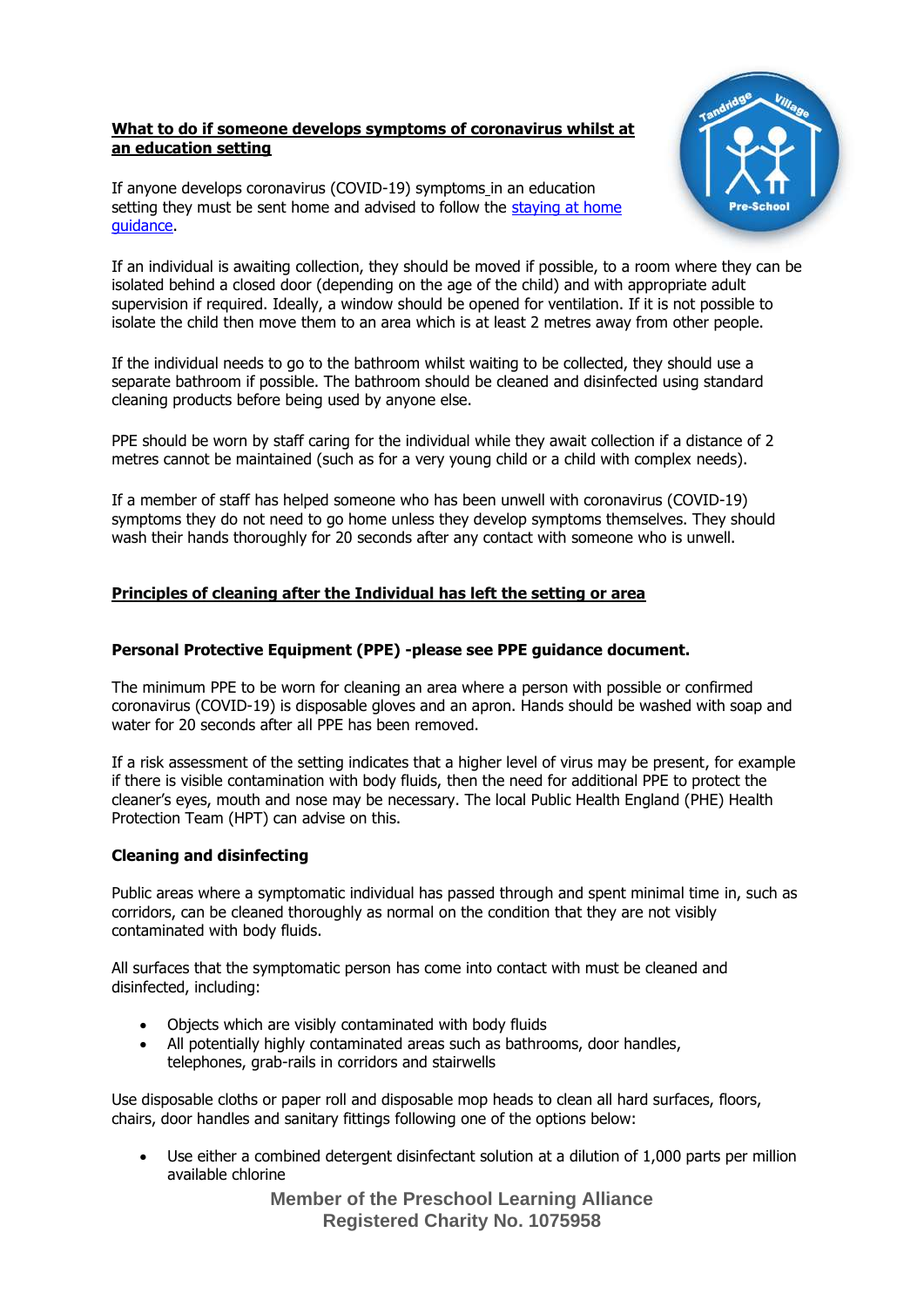**What to do if someone develops symptoms of coronavirus whilst at an education setting**

If anyone develops coronavirus (COVID-19) symptoms in an education setting they must be sent home and advised to follow the staying at home guidance.

If an individual is awaiting collection, they should be moved if possible, to a room where they can be isolated behind a closed door (depending on the age of the child) and with appropriate adult supervision if required. Ideally, a window should be opened for ventilation. If it is not possible to isolate the child then move them to an area which is at least 2 metres away from other people.

If the individual needs to go to the bathroom whilst waiting to be collected, they should use a separate bathroom if possible. The bathroom should be cleaned and disinfected using standard cleaning products before being used by anyone else.

PPE should be worn by staff caring for the individual while they await collection if a distance of 2 metres cannot be maintained (such as for a very young child or a child with complex needs).

If a member of staff has helped someone who has been unwell with coronavirus (COVID-19) symptoms they do not need to go home unless they develop symptoms themselves. They should wash their hands thoroughly for 20 seconds after any contact with someone who is unwell.

**Principles of cleaning after the Individual has left the setting or area**

**Personal Protective Equipment (PPE) -please see PPE guidance document.**

The minimum PPE to be worn for cleaning an area where a person with possible or confirmed coronavirus (COVID-19) is disposable gloves and an apron. Hands should be washed with soap and water for 20 seconds after all PPE has been removed.

If a risk assessment of the setting indicates that a higher level of virus may be present, for example if there is visible contamination with body fluids, then the need for additional PPE to protect the cleaner's eyes, mouth and nose may be necessary. The local Public Health England (PHE) Health Protection Team (HPT) can advise on this.

**Cleaning and disinfecting**

Public areas where a symptomatic individual has passed through and spent minimal time in, such as corridors, can be cleaned thoroughly as normal on the condition that they are not visibly contaminated with body fluids.

All surfaces that the symptomatic person has come into contact with must be cleaned and disinfected, including:

- Objects which are visibly contaminated with body fluids
- All potentially highly contaminated areas such as bathrooms, door handles, telephones, grab-rails in corridors and stairwells

Use disposable cloths or paper roll and disposable mop heads to clean all hard surfaces, floors, chairs, door handles and sanitary fittings following one of the options below:

- Use either a combined detergent disinfectant solution at a dilution of 1,000 parts per million available chlorine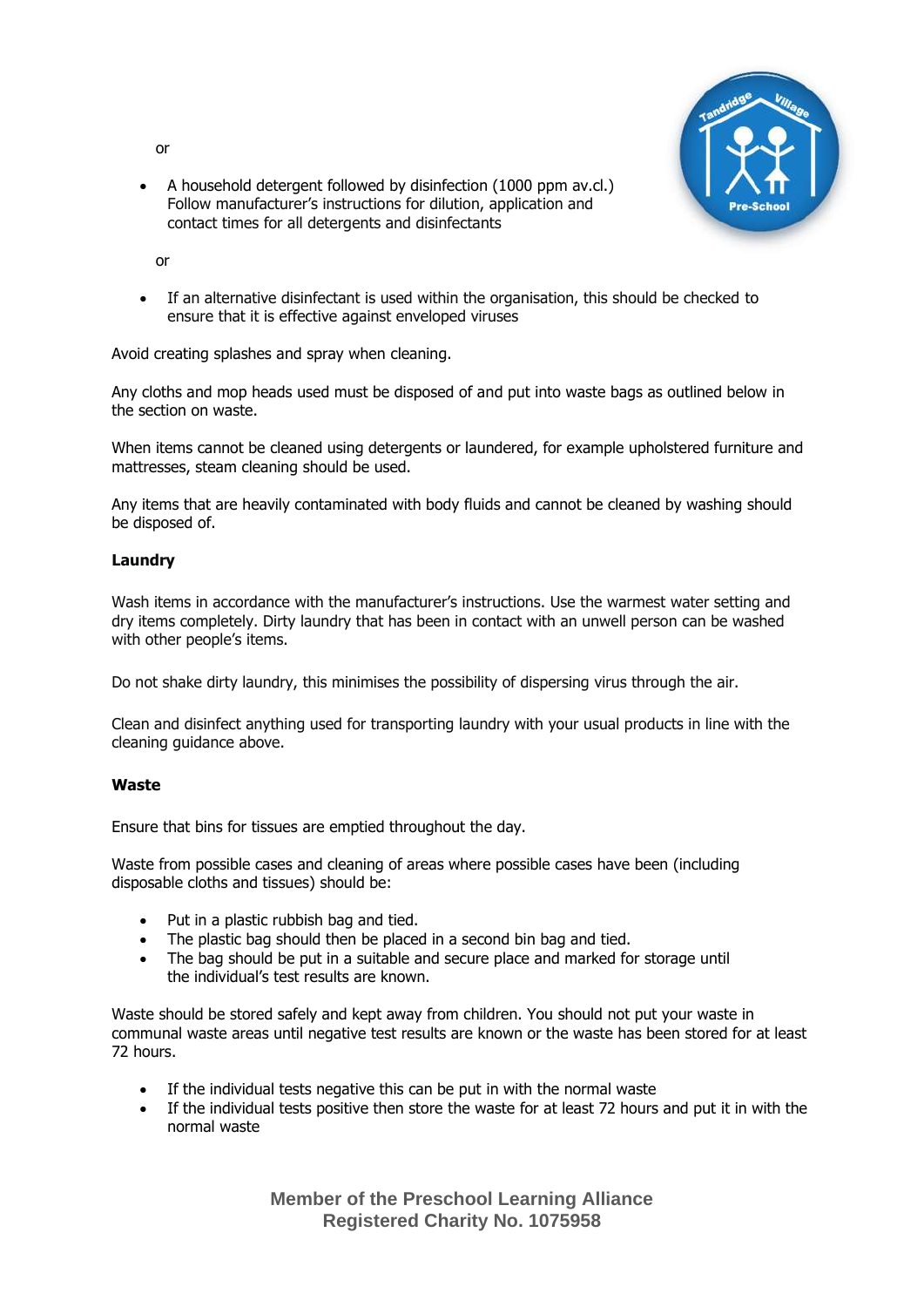or

- A household detergent followed by disinfection (1000 ppm av.cl.) Follow manufacturer's instructions for dilution, application and contact times for all detergents and disinfectants

or

- If an alternative disinfectant is used within the organisation, this should be checked to ensure that it is effective against enveloped viruses

Avoid creating splashes and spray when cleaning.

Any cloths and mop heads used must be disposed of and put into waste bags as outlined below in the section on waste.

When items cannot be cleaned using detergents or laundered, for example upholstered furniture and mattresses, steam cleaning should be used.

Any items that are heavily contaminated with body fluids and cannot be cleaned by washing should be disposed of.

**Laundry**

Wash items in accordance with the manufacturer's instructions. Use the warmest water setting and dry items completely. Dirty laundry that has been in contact with an unwell person can be washed with other people's items.

Do not shake dirty laundry, this minimises the possibility of dispersing virus through the air.

Clean and disinfect anything used for transporting laundry with your usual products in line with the cleaning guidance above.

**Waste**

Ensure that bins for tissues are emptied throughout the day.

Waste from possible cases and cleaning of areas where possible cases have been (including disposable cloths and tissues) should be:

- Put in a plastic rubbish bag and tied.
- The plastic bag should then be placed in a second bin bag and tied.
- The bag should be put in a suitable and secure place and marked for storage until the individual's test results are known.

Waste should be stored safely and kept away from children. You should not put your waste in communal waste areas until negative test results are known or the waste has been stored for at least 72 hours.

- If the individual tests negative this can be put in with the normal waste
- If the individual tests positive then store the waste for at least 72 hours and put it in with the normal waste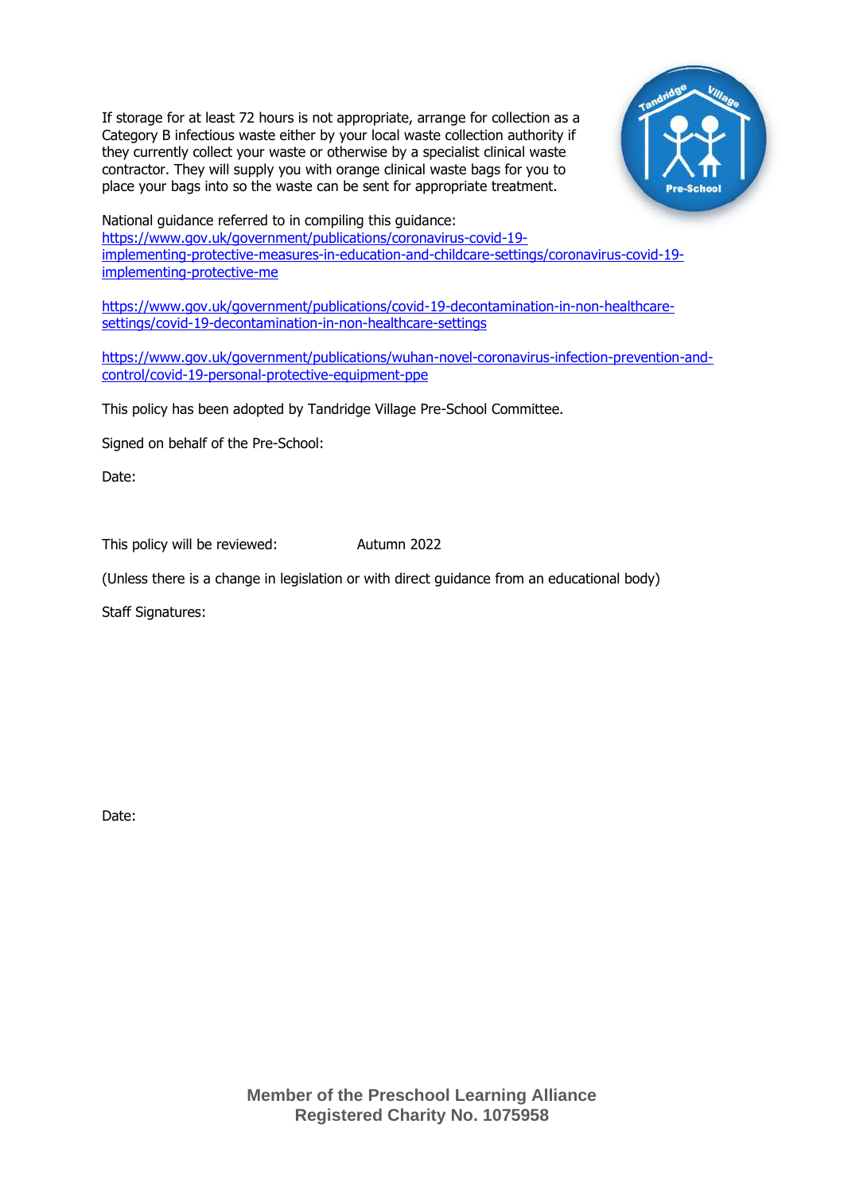If storage for at least 72 hours is not appropriate, arrange for collection as a Category B infectious waste either by your local waste collection authority if they currently collect your waste or otherwise by a specialist clinical waste contractor. They will supply you with orange clinical waste bags for you to place your bags into so the waste can be sent for appropriate treatment.

National guidance referred to in compiling this guidance:
https://www.gov.uk/government/publications/coronavirus-covid-19-implementing-protective-measures-in-education-and-childcare-settings/coronavirus-covid-19-implementing-protective-me

https://www.gov.uk/government/publications/covid-19-decontamination-in-non-healthcare-settings/covid-19-decontamination-in-non-healthcare-settings

https://www.gov.uk/government/publications/wuhan-novel-coronavirus-infection-prevention-and-control/covid-19-personal-protective-equipment-ppe

This policy has been adopted by Tandridge Village Pre-School Committee.

Signed on behalf of the Pre-School:

Date:

This policy will be reviewed: Autumn 2022

(Unless there is a change in legislation or with direct guidance from an educational body)

Staff Signatures:

Date:

**Member of the Preschool Learning Alliance**
**Registered Charity No. 1075958**